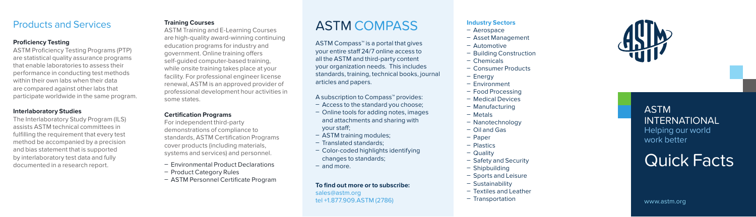## Products and Services

### Proficiency Testing

ASTM Proficiency Testing Programs (PTP) are statistical quality assurance programs that enable laboratories to assess their performance in conducting test methods within their own labs when their data are compared against other labs that participate worldwide in the same program.

### Interlaboratory Studies

The Interlaboratory Study Program (ILS) assists ASTM technical committees in fulfilling the requirement that every test method be accompanied by a precision and bias statement that is supported by interlaboratory test data and fully documented in a research report.

### Training Courses

ASTM Training and E-Learning Courses are high-quality award-winning continuing education programs for industry and government. Online training offers self-guided computer-based training, while onsite training takes place at your facility. For professional engineer license renewal, ASTM is an approved provider of professional development hour activities in some states.

### Certification Programs

For independent third-party demonstrations of compliance to standards, ASTM Certification Programs cover products (including materials, systems and services) and personnel.

- Environmental Product Declarations
- Product Category Rules
- ASTM Personnel Certificate Program

# ASTM COMPASS

ASTM Compass™ is a portal that gives your entire staff 24/7 online access to all the ASTM and third-party content your organization needs. This includes standards, training, technical books, journal articles and papers.

A subscription to Compass™ provides:

- Access to the standard you choose;
- Online tools for adding notes, images and attachments and sharing with your staff;
- ASTM training modules;
- Translated standards;
- Color-coded highlights identifying changes to standards;
- and more.

**To find out more or to subscribe:**
sales@astm.org
tel +1.877.909.ASTM (2786)

### Industry Sectors

- Aerospace
- Asset Management
- Automotive
- Building Construction
- Chemicals
- Consumer Products
- Energy
- Environment
- Food Processing
- Medical Devices
- Manufacturing
- Metals
- Nanotechnology
- Oil and Gas
- Paper
- Plastics
- Quality
- Safety and Security
- Shipbuilding
- Sports and Leisure
- Sustainability
- Textiles and Leather
- Transportation

ASTM INTERNATIONAL
Helping our world work better

# Quick Facts

www.astm.org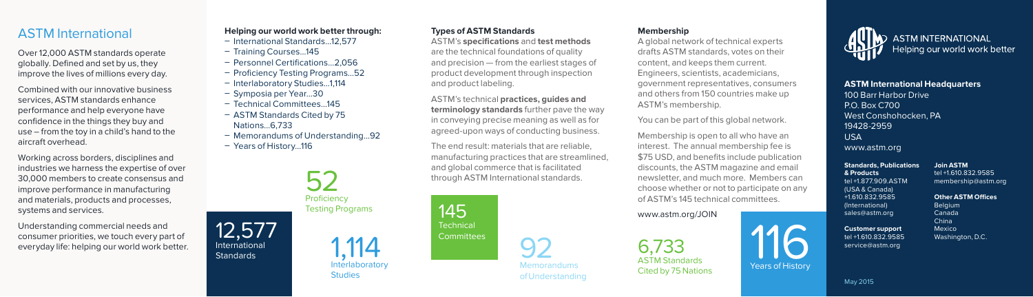# ASTM International

Over 12,000 ASTM standards operate globally. Defined and set by us, they improve the lives of millions every day.

Combined with our innovative business services, ASTM standards enhance performance and help everyone have confidence in the things they buy and use – from the toy in a child's hand to the aircraft overhead.

Working across borders, disciplines and industries we harness the expertise of over 30,000 members to create consensus and improve performance in manufacturing and materials, products and processes, systems and services.

Understanding commercial needs and consumer priorities, we touch every part of everyday life: helping our world work better.

**Helping our world work better through:**

- International Standards...12,577
- Training Courses...145
- Personnel Certifications...2,056
- Proficiency Testing Programs...52
- Interlaboratory Studies...1,114
- Symposia per Year...30
- Technical Committees...145
- ASTM Standards Cited by 75 Nations...6,733
- Memorandums of Understanding...92
- Years of History...116

52
Proficiency Testing Programs

12,577
International Standards

1,114
Interlaboratory Studies

**Types of ASTM Standards**

ASTM's **specifications** and **test methods** are the technical foundations of quality and precision — from the earliest stages of product development through inspection and product labeling.

ASTM's technical **practices, guides and terminology standards** further pave the way in conveying precise meaning as well as for agreed-upon ways of conducting business.

The end result: materials that are reliable, manufacturing practices that are streamlined, and global commerce that is facilitated through ASTM International standards.

145
Technical Committees

92
Memorandums of Understanding

**Membership**

A global network of technical experts drafts ASTM standards, votes on their content, and keeps them current. Engineers, scientists, academicians, government representatives, consumers and others from 150 countries make up ASTM's membership.

You can be part of this global network.

Membership is open to all who have an interest. The annual membership fee is $75 USD, and benefits include publication discounts, the ASTM magazine and email newsletter, and much more. Members can choose whether or not to participate on any of ASTM's 145 technical committees.

www.astm.org/JOIN

6,733
ASTM Standards Cited by 75 Nations

116
Years of History

ASTM INTERNATIONAL
Helping our world work better

**ASTM International Headquarters**
100 Barr Harbor Drive
P.O. Box C700
West Conshohocken, PA
19428-2959
USA
www.astm.org

**Standards, Publications & Products**
tel +1.877.909.ASTM
(USA & Canada)
+1.610.832.9585
(International)
sales@astm.org

**Customer support**
tel +1.610.832.9585
service@astm.org

**Join ASTM**
tel +1.610.832.9585
membership@astm.org

**Other ASTM Offices**
Belgium
Canada
China
Mexico
Washington, D.C.

May 2015